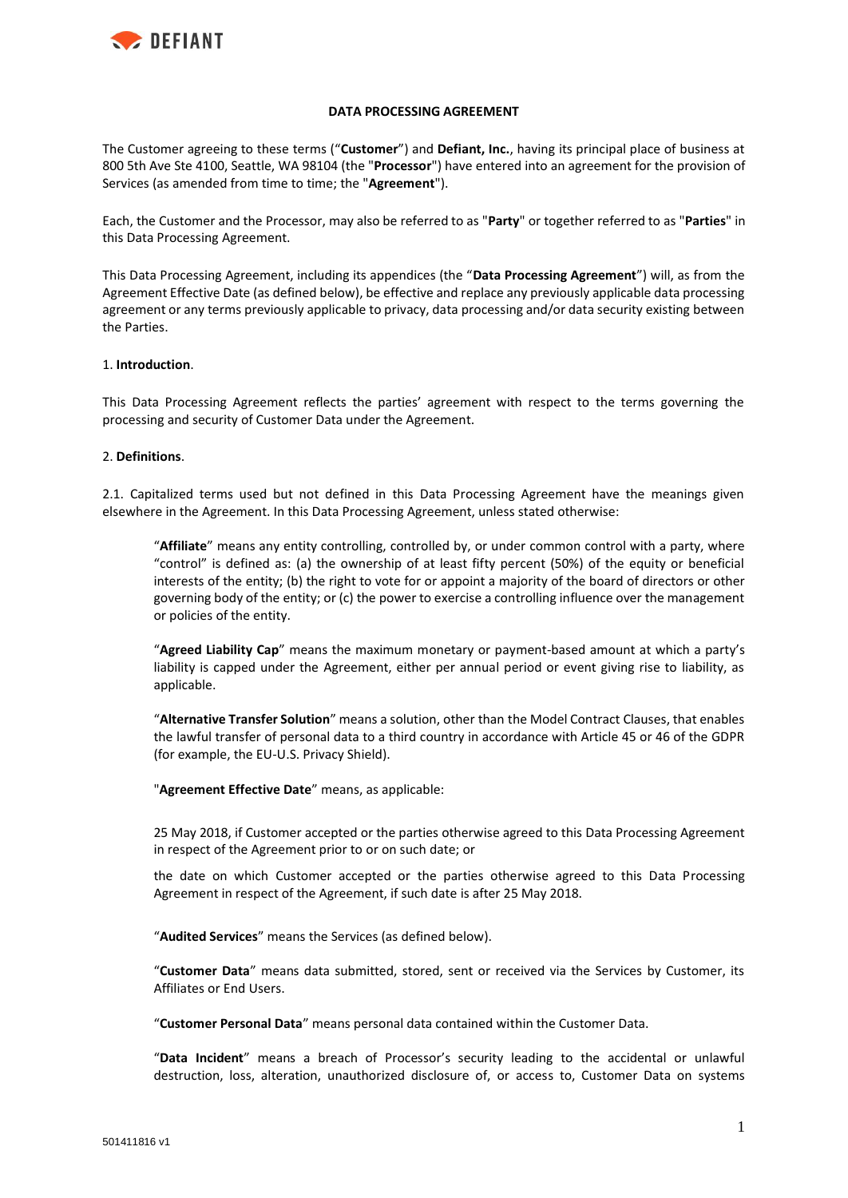**DATA PROCESSING AGREEMENT**

The Customer agreeing to these terms ("**Customer**") and **Defiant, Inc.**, having its principal place of business at 800 5th Ave Ste 4100, Seattle, WA 98104 (the "**Processor**") have entered into an agreement for the provision of Services (as amended from time to time; the "**Agreement**").

Each, the Customer and the Processor, may also be referred to as "**Party**" or together referred to as "**Parties**" in this Data Processing Agreement.

This Data Processing Agreement, including its appendices (the "**Data Processing Agreement**") will, as from the Agreement Effective Date (as defined below), be effective and replace any previously applicable data processing agreement or any terms previously applicable to privacy, data processing and/or data security existing between the Parties.

1. **Introduction**.

This Data Processing Agreement reflects the parties' agreement with respect to the terms governing the processing and security of Customer Data under the Agreement.

2. **Definitions**.

2.1. Capitalized terms used but not defined in this Data Processing Agreement have the meanings given elsewhere in the Agreement. In this Data Processing Agreement, unless stated otherwise:

> "**Affiliate**" means any entity controlling, controlled by, or under common control with a party, where "control" is defined as: (a) the ownership of at least fifty percent (50%) of the equity or beneficial interests of the entity; (b) the right to vote for or appoint a majority of the board of directors or other governing body of the entity; or (c) the power to exercise a controlling influence over the management or policies of the entity.
>
> "**Agreed Liability Cap**" means the maximum monetary or payment-based amount at which a party's liability is capped under the Agreement, either per annual period or event giving rise to liability, as applicable.
>
> "**Alternative Transfer Solution**" means a solution, other than the Model Contract Clauses, that enables the lawful transfer of personal data to a third country in accordance with Article 45 or 46 of the GDPR (for example, the EU-U.S. Privacy Shield).
>
> "**Agreement Effective Date**" means, as applicable:
>
> 25 May 2018, if Customer accepted or the parties otherwise agreed to this Data Processing Agreement in respect of the Agreement prior to or on such date; or
>
> the date on which Customer accepted or the parties otherwise agreed to this Data Processing Agreement in respect of the Agreement, if such date is after 25 May 2018.
>
> "**Audited Services**" means the Services (as defined below).
>
> "**Customer Data**" means data submitted, stored, sent or received via the Services by Customer, its Affiliates or End Users.
>
> "**Customer Personal Data**" means personal data contained within the Customer Data.
>
> "**Data Incident**" means a breach of Processor's security leading to the accidental or unlawful destruction, loss, alteration, unauthorized disclosure of, or access to, Customer Data on systems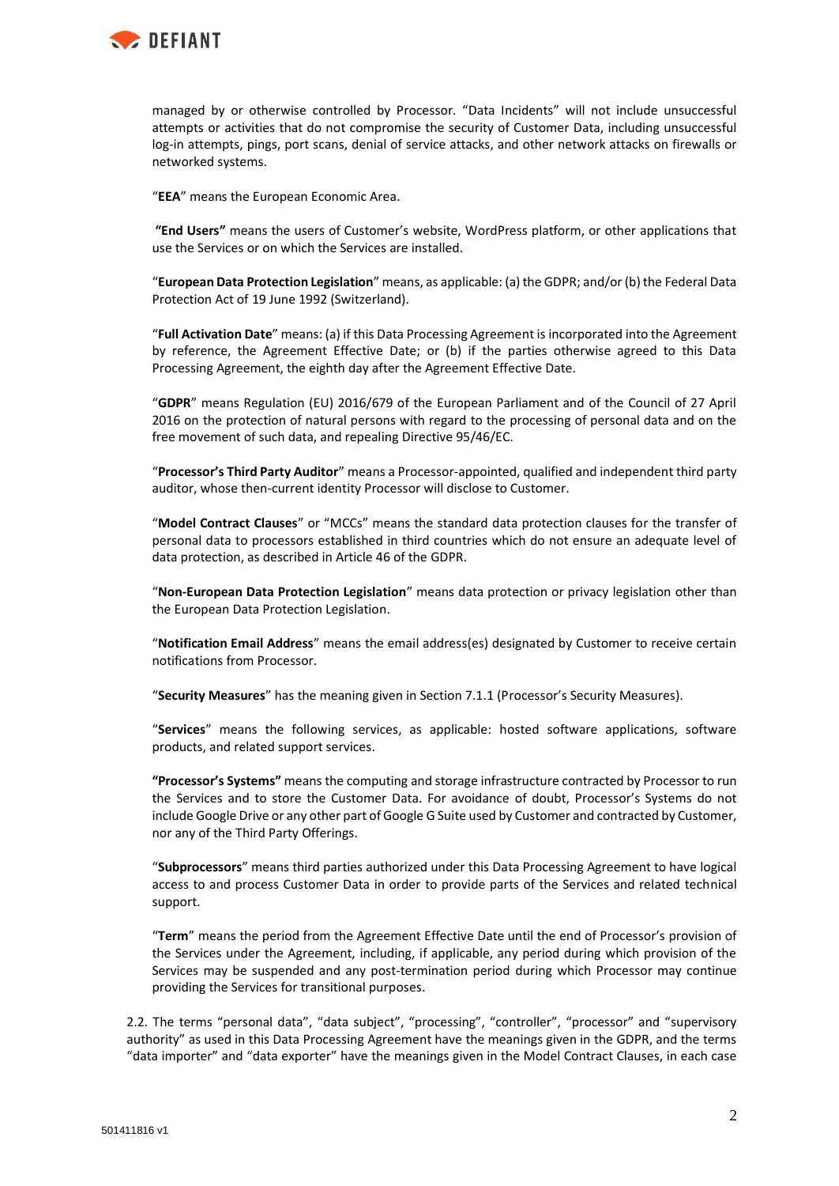managed by or otherwise controlled by Processor. "Data Incidents" will not include unsuccessful attempts or activities that do not compromise the security of Customer Data, including unsuccessful log-in attempts, pings, port scans, denial of service attacks, and other network attacks on firewalls or networked systems.

"**EEA**" means the European Economic Area.

**"End Users"** means the users of Customer's website, WordPress platform, or other applications that use the Services or on which the Services are installed.

"**European Data Protection Legislation**" means, as applicable: (a) the GDPR; and/or (b) the Federal Data Protection Act of 19 June 1992 (Switzerland).

"**Full Activation Date**" means: (a) if this Data Processing Agreement is incorporated into the Agreement by reference, the Agreement Effective Date; or (b) if the parties otherwise agreed to this Data Processing Agreement, the eighth day after the Agreement Effective Date.

"**GDPR**" means Regulation (EU) 2016/679 of the European Parliament and of the Council of 27 April 2016 on the protection of natural persons with regard to the processing of personal data and on the free movement of such data, and repealing Directive 95/46/EC.

"**Processor's Third Party Auditor**" means a Processor-appointed, qualified and independent third party auditor, whose then-current identity Processor will disclose to Customer.

"**Model Contract Clauses**" or "MCCs" means the standard data protection clauses for the transfer of personal data to processors established in third countries which do not ensure an adequate level of data protection, as described in Article 46 of the GDPR.

"**Non-European Data Protection Legislation**" means data protection or privacy legislation other than the European Data Protection Legislation.

"**Notification Email Address**" means the email address(es) designated by Customer to receive certain notifications from Processor.

"**Security Measures**" has the meaning given in Section 7.1.1 (Processor's Security Measures).

"**Services**" means the following services, as applicable: hosted software applications, software products, and related support services.

**"Processor's Systems"** means the computing and storage infrastructure contracted by Processor to run the Services and to store the Customer Data. For avoidance of doubt, Processor's Systems do not include Google Drive or any other part of Google G Suite used by Customer and contracted by Customer, nor any of the Third Party Offerings.

"**Subprocessors**" means third parties authorized under this Data Processing Agreement to have logical access to and process Customer Data in order to provide parts of the Services and related technical support.

"**Term**" means the period from the Agreement Effective Date until the end of Processor's provision of the Services under the Agreement, including, if applicable, any period during which provision of the Services may be suspended and any post-termination period during which Processor may continue providing the Services for transitional purposes.

2.2. The terms "personal data", "data subject", "processing", "controller", "processor" and "supervisory authority" as used in this Data Processing Agreement have the meanings given in the GDPR, and the terms "data importer" and "data exporter" have the meanings given in the Model Contract Clauses, in each case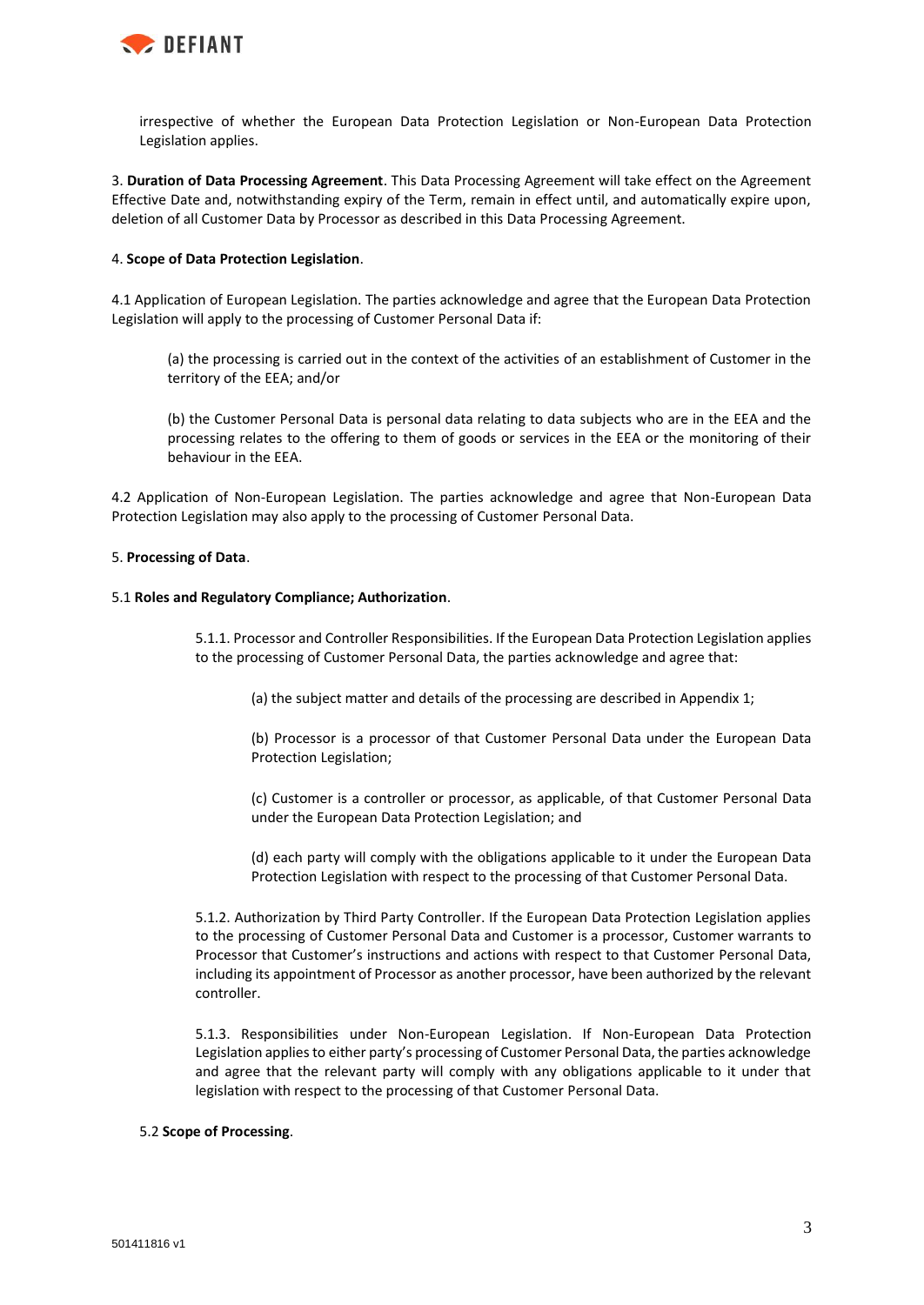irrespective of whether the European Data Protection Legislation or Non-European Data Protection Legislation applies.

3. **Duration of Data Processing Agreement**. This Data Processing Agreement will take effect on the Agreement Effective Date and, notwithstanding expiry of the Term, remain in effect until, and automatically expire upon, deletion of all Customer Data by Processor as described in this Data Processing Agreement.

4. **Scope of Data Protection Legislation**.

4.1 Application of European Legislation. The parties acknowledge and agree that the European Data Protection Legislation will apply to the processing of Customer Personal Data if:

(a) the processing is carried out in the context of the activities of an establishment of Customer in the territory of the EEA; and/or

(b) the Customer Personal Data is personal data relating to data subjects who are in the EEA and the processing relates to the offering to them of goods or services in the EEA or the monitoring of their behaviour in the EEA.

4.2 Application of Non-European Legislation. The parties acknowledge and agree that Non-European Data Protection Legislation may also apply to the processing of Customer Personal Data.

5. **Processing of Data**.

5.1 **Roles and Regulatory Compliance; Authorization**.

5.1.1. Processor and Controller Responsibilities. If the European Data Protection Legislation applies to the processing of Customer Personal Data, the parties acknowledge and agree that:

(a) the subject matter and details of the processing are described in Appendix 1;

(b) Processor is a processor of that Customer Personal Data under the European Data Protection Legislation;

(c) Customer is a controller or processor, as applicable, of that Customer Personal Data under the European Data Protection Legislation; and

(d) each party will comply with the obligations applicable to it under the European Data Protection Legislation with respect to the processing of that Customer Personal Data.

5.1.2. Authorization by Third Party Controller. If the European Data Protection Legislation applies to the processing of Customer Personal Data and Customer is a processor, Customer warrants to Processor that Customer's instructions and actions with respect to that Customer Personal Data, including its appointment of Processor as another processor, have been authorized by the relevant controller.

5.1.3. Responsibilities under Non-European Legislation. If Non-European Data Protection Legislation applies to either party's processing of Customer Personal Data, the parties acknowledge and agree that the relevant party will comply with any obligations applicable to it under that legislation with respect to the processing of that Customer Personal Data.

5.2 **Scope of Processing**.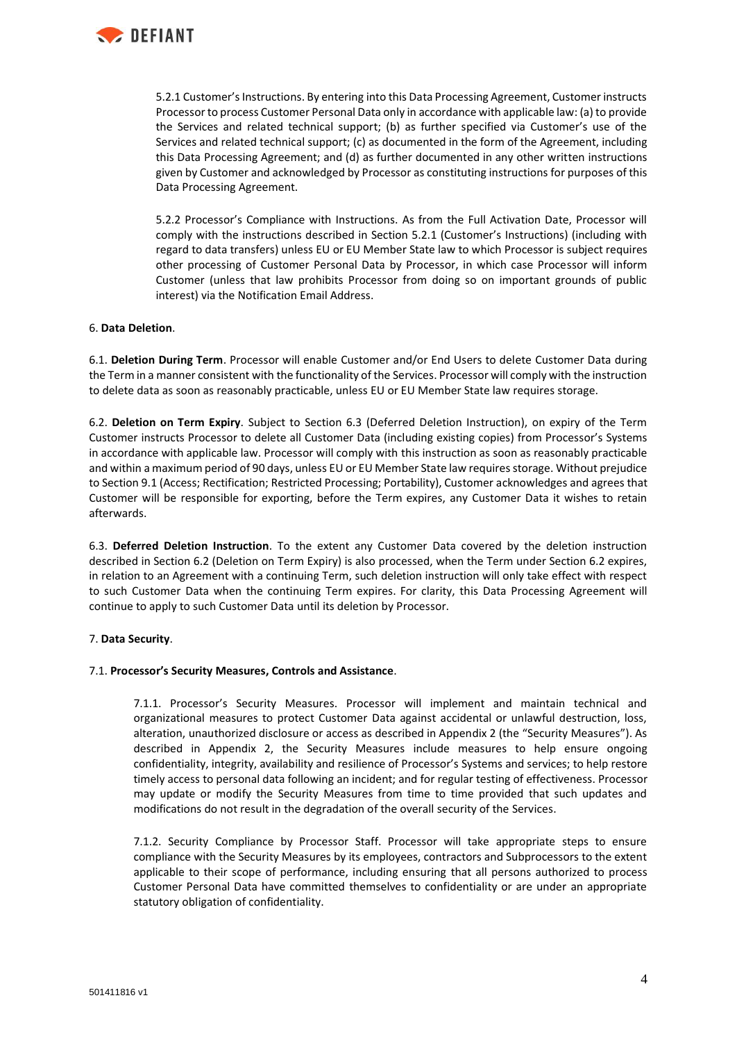5.2.1 Customer's Instructions. By entering into this Data Processing Agreement, Customer instructs Processor to process Customer Personal Data only in accordance with applicable law: (a) to provide the Services and related technical support; (b) as further specified via Customer's use of the Services and related technical support; (c) as documented in the form of the Agreement, including this Data Processing Agreement; and (d) as further documented in any other written instructions given by Customer and acknowledged by Processor as constituting instructions for purposes of this Data Processing Agreement.

5.2.2 Processor's Compliance with Instructions. As from the Full Activation Date, Processor will comply with the instructions described in Section 5.2.1 (Customer's Instructions) (including with regard to data transfers) unless EU or EU Member State law to which Processor is subject requires other processing of Customer Personal Data by Processor, in which case Processor will inform Customer (unless that law prohibits Processor from doing so on important grounds of public interest) via the Notification Email Address.

6. **Data Deletion**.

6.1. **Deletion During Term**. Processor will enable Customer and/or End Users to delete Customer Data during the Term in a manner consistent with the functionality of the Services. Processor will comply with the instruction to delete data as soon as reasonably practicable, unless EU or EU Member State law requires storage.

6.2. **Deletion on Term Expiry**. Subject to Section 6.3 (Deferred Deletion Instruction), on expiry of the Term Customer instructs Processor to delete all Customer Data (including existing copies) from Processor's Systems in accordance with applicable law. Processor will comply with this instruction as soon as reasonably practicable and within a maximum period of 90 days, unless EU or EU Member State law requires storage. Without prejudice to Section 9.1 (Access; Rectification; Restricted Processing; Portability), Customer acknowledges and agrees that Customer will be responsible for exporting, before the Term expires, any Customer Data it wishes to retain afterwards.

6.3. **Deferred Deletion Instruction**. To the extent any Customer Data covered by the deletion instruction described in Section 6.2 (Deletion on Term Expiry) is also processed, when the Term under Section 6.2 expires, in relation to an Agreement with a continuing Term, such deletion instruction will only take effect with respect to such Customer Data when the continuing Term expires. For clarity, this Data Processing Agreement will continue to apply to such Customer Data until its deletion by Processor.

7. **Data Security**.

7.1. **Processor's Security Measures, Controls and Assistance**.

7.1.1. Processor's Security Measures. Processor will implement and maintain technical and organizational measures to protect Customer Data against accidental or unlawful destruction, loss, alteration, unauthorized disclosure or access as described in Appendix 2 (the "Security Measures"). As described in Appendix 2, the Security Measures include measures to help ensure ongoing confidentiality, integrity, availability and resilience of Processor's Systems and services; to help restore timely access to personal data following an incident; and for regular testing of effectiveness. Processor may update or modify the Security Measures from time to time provided that such updates and modifications do not result in the degradation of the overall security of the Services.

7.1.2. Security Compliance by Processor Staff. Processor will take appropriate steps to ensure compliance with the Security Measures by its employees, contractors and Subprocessors to the extent applicable to their scope of performance, including ensuring that all persons authorized to process Customer Personal Data have committed themselves to confidentiality or are under an appropriate statutory obligation of confidentiality.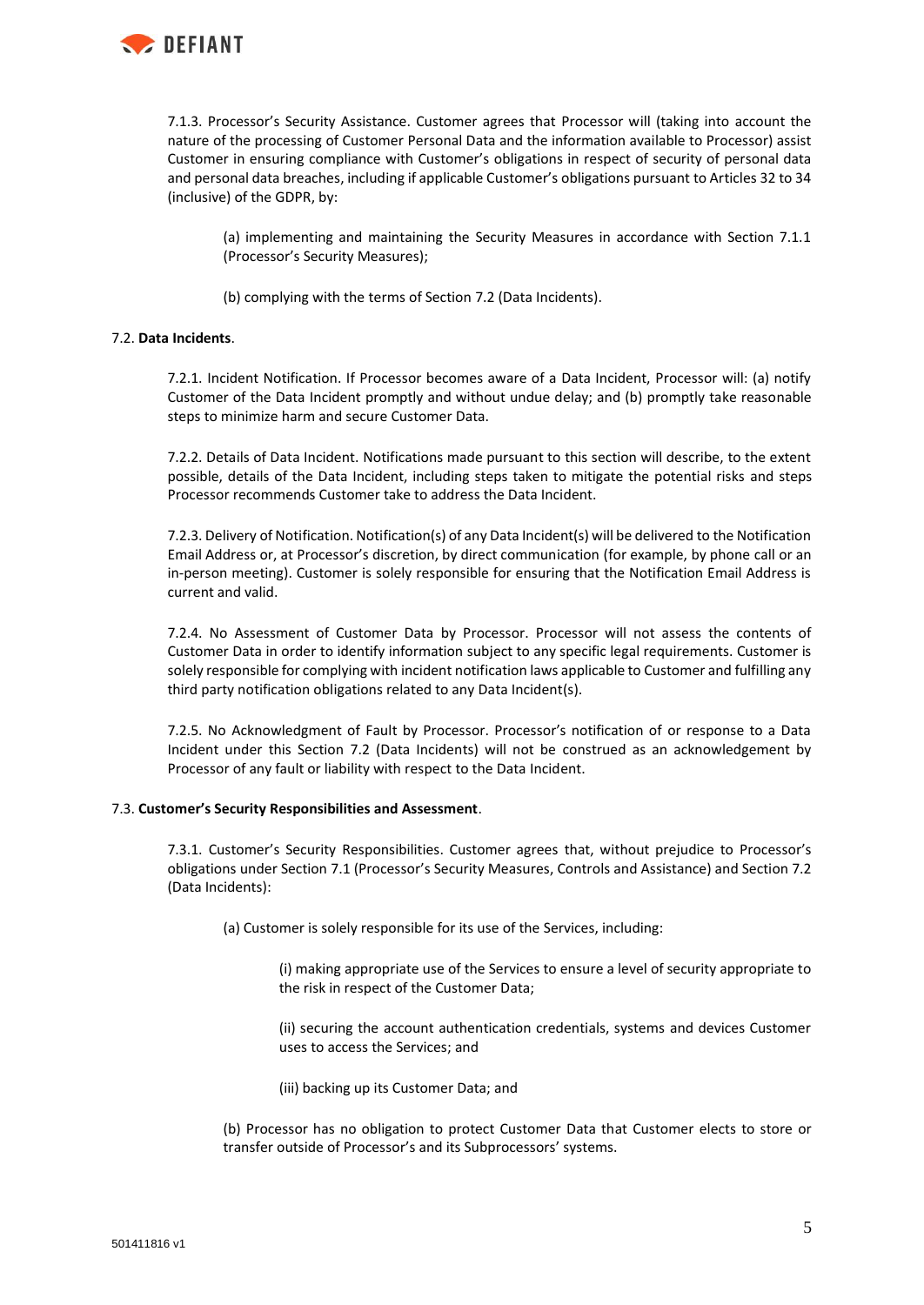7.1.3. Processor's Security Assistance. Customer agrees that Processor will (taking into account the nature of the processing of Customer Personal Data and the information available to Processor) assist Customer in ensuring compliance with Customer's obligations in respect of security of personal data and personal data breaches, including if applicable Customer's obligations pursuant to Articles 32 to 34 (inclusive) of the GDPR, by:

(a) implementing and maintaining the Security Measures in accordance with Section 7.1.1 (Processor's Security Measures);

(b) complying with the terms of Section 7.2 (Data Incidents).

7.2. **Data Incidents**.

7.2.1. Incident Notification. If Processor becomes aware of a Data Incident, Processor will: (a) notify Customer of the Data Incident promptly and without undue delay; and (b) promptly take reasonable steps to minimize harm and secure Customer Data.

7.2.2. Details of Data Incident. Notifications made pursuant to this section will describe, to the extent possible, details of the Data Incident, including steps taken to mitigate the potential risks and steps Processor recommends Customer take to address the Data Incident.

7.2.3. Delivery of Notification. Notification(s) of any Data Incident(s) will be delivered to the Notification Email Address or, at Processor's discretion, by direct communication (for example, by phone call or an in-person meeting). Customer is solely responsible for ensuring that the Notification Email Address is current and valid.

7.2.4. No Assessment of Customer Data by Processor. Processor will not assess the contents of Customer Data in order to identify information subject to any specific legal requirements. Customer is solely responsible for complying with incident notification laws applicable to Customer and fulfilling any third party notification obligations related to any Data Incident(s).

7.2.5. No Acknowledgment of Fault by Processor. Processor's notification of or response to a Data Incident under this Section 7.2 (Data Incidents) will not be construed as an acknowledgement by Processor of any fault or liability with respect to the Data Incident.

7.3. **Customer's Security Responsibilities and Assessment**.

7.3.1. Customer's Security Responsibilities. Customer agrees that, without prejudice to Processor's obligations under Section 7.1 (Processor's Security Measures, Controls and Assistance) and Section 7.2 (Data Incidents):

(a) Customer is solely responsible for its use of the Services, including:

(i) making appropriate use of the Services to ensure a level of security appropriate to the risk in respect of the Customer Data;

(ii) securing the account authentication credentials, systems and devices Customer uses to access the Services; and

(iii) backing up its Customer Data; and

(b) Processor has no obligation to protect Customer Data that Customer elects to store or transfer outside of Processor's and its Subprocessors' systems.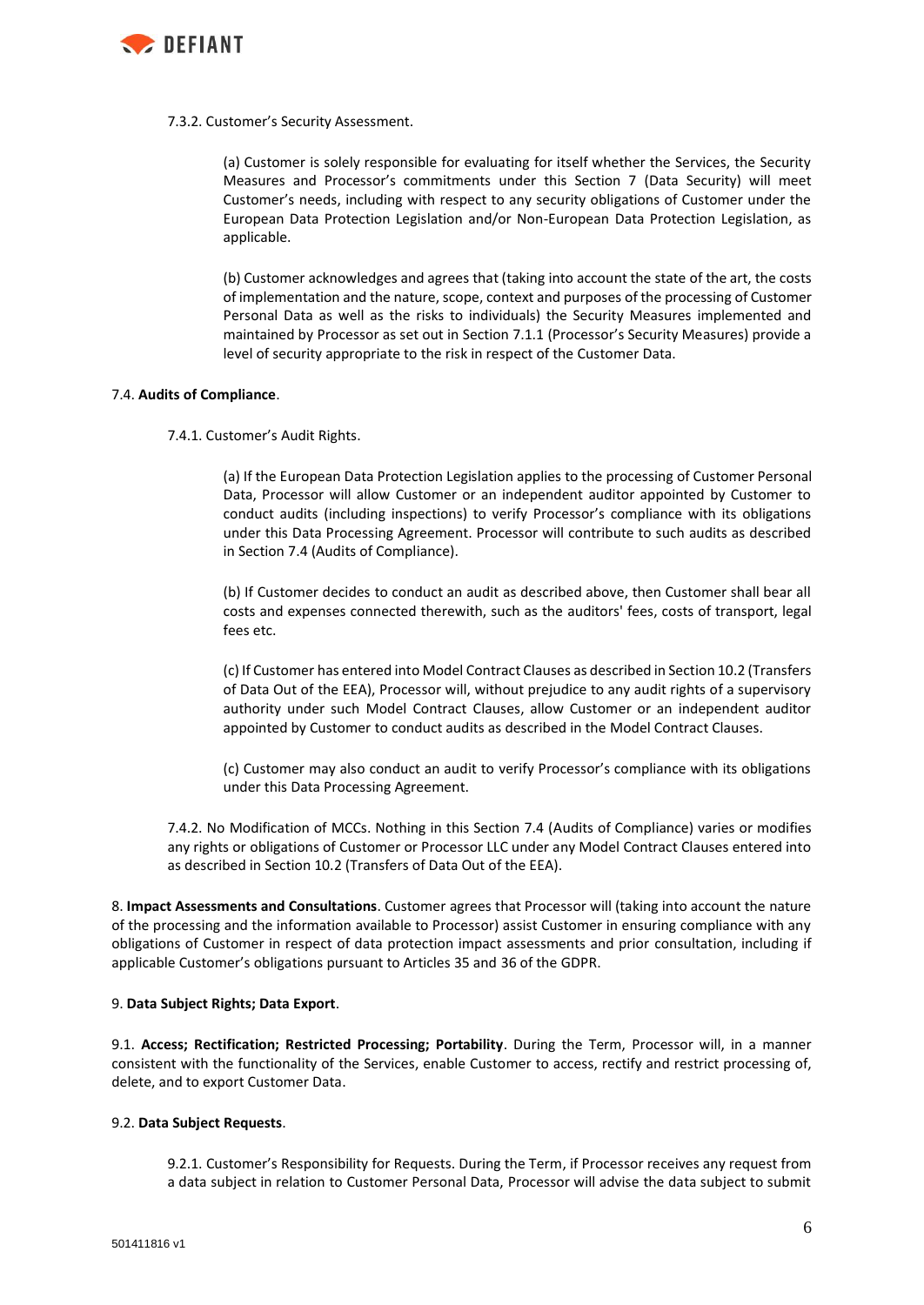7.3.2. Customer's Security Assessment.

(a) Customer is solely responsible for evaluating for itself whether the Services, the Security Measures and Processor's commitments under this Section 7 (Data Security) will meet Customer's needs, including with respect to any security obligations of Customer under the European Data Protection Legislation and/or Non-European Data Protection Legislation, as applicable.

(b) Customer acknowledges and agrees that (taking into account the state of the art, the costs of implementation and the nature, scope, context and purposes of the processing of Customer Personal Data as well as the risks to individuals) the Security Measures implemented and maintained by Processor as set out in Section 7.1.1 (Processor's Security Measures) provide a level of security appropriate to the risk in respect of the Customer Data.

7.4. **Audits of Compliance**.

7.4.1. Customer's Audit Rights.

(a) If the European Data Protection Legislation applies to the processing of Customer Personal Data, Processor will allow Customer or an independent auditor appointed by Customer to conduct audits (including inspections) to verify Processor's compliance with its obligations under this Data Processing Agreement. Processor will contribute to such audits as described in Section 7.4 (Audits of Compliance).

(b) If Customer decides to conduct an audit as described above, then Customer shall bear all costs and expenses connected therewith, such as the auditors' fees, costs of transport, legal fees etc.

(c) If Customer has entered into Model Contract Clauses as described in Section 10.2 (Transfers of Data Out of the EEA), Processor will, without prejudice to any audit rights of a supervisory authority under such Model Contract Clauses, allow Customer or an independent auditor appointed by Customer to conduct audits as described in the Model Contract Clauses.

(c) Customer may also conduct an audit to verify Processor's compliance with its obligations under this Data Processing Agreement.

7.4.2. No Modification of MCCs. Nothing in this Section 7.4 (Audits of Compliance) varies or modifies any rights or obligations of Customer or Processor LLC under any Model Contract Clauses entered into as described in Section 10.2 (Transfers of Data Out of the EEA).

8. **Impact Assessments and Consultations**. Customer agrees that Processor will (taking into account the nature of the processing and the information available to Processor) assist Customer in ensuring compliance with any obligations of Customer in respect of data protection impact assessments and prior consultation, including if applicable Customer's obligations pursuant to Articles 35 and 36 of the GDPR.

9. **Data Subject Rights; Data Export**.

9.1. **Access; Rectification; Restricted Processing; Portability**. During the Term, Processor will, in a manner consistent with the functionality of the Services, enable Customer to access, rectify and restrict processing of, delete, and to export Customer Data.

9.2. **Data Subject Requests**.

9.2.1. Customer's Responsibility for Requests. During the Term, if Processor receives any request from a data subject in relation to Customer Personal Data, Processor will advise the data subject to submit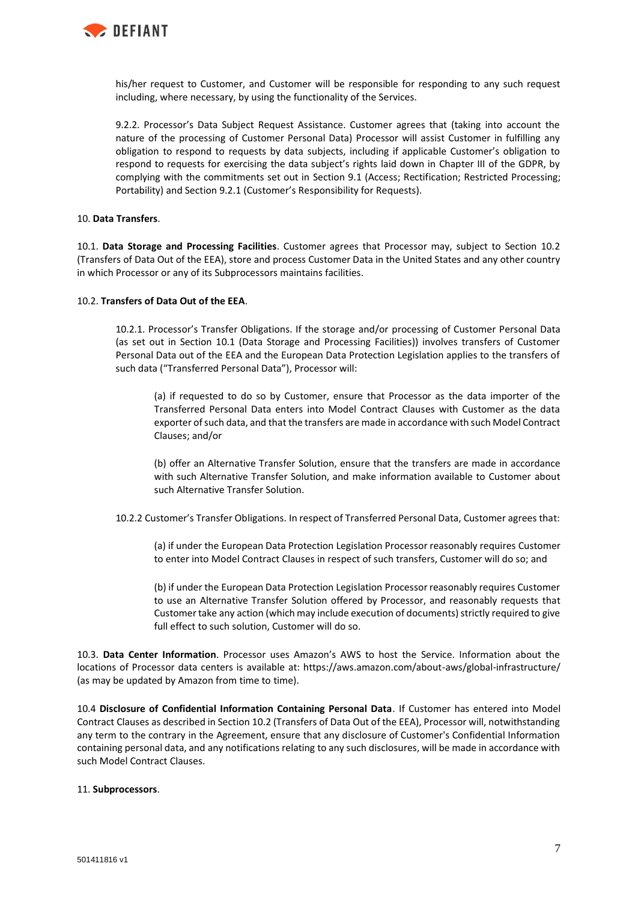his/her request to Customer, and Customer will be responsible for responding to any such request including, where necessary, by using the functionality of the Services.

9.2.2. Processor's Data Subject Request Assistance. Customer agrees that (taking into account the nature of the processing of Customer Personal Data) Processor will assist Customer in fulfilling any obligation to respond to requests by data subjects, including if applicable Customer's obligation to respond to requests for exercising the data subject's rights laid down in Chapter III of the GDPR, by complying with the commitments set out in Section 9.1 (Access; Rectification; Restricted Processing; Portability) and Section 9.2.1 (Customer's Responsibility for Requests).

10. **Data Transfers**.

10.1. **Data Storage and Processing Facilities**. Customer agrees that Processor may, subject to Section 10.2 (Transfers of Data Out of the EEA), store and process Customer Data in the United States and any other country in which Processor or any of its Subprocessors maintains facilities.

10.2. **Transfers of Data Out of the EEA**.

10.2.1. Processor's Transfer Obligations. If the storage and/or processing of Customer Personal Data (as set out in Section 10.1 (Data Storage and Processing Facilities)) involves transfers of Customer Personal Data out of the EEA and the European Data Protection Legislation applies to the transfers of such data ("Transferred Personal Data"), Processor will:

(a) if requested to do so by Customer, ensure that Processor as the data importer of the Transferred Personal Data enters into Model Contract Clauses with Customer as the data exporter of such data, and that the transfers are made in accordance with such Model Contract Clauses; and/or

(b) offer an Alternative Transfer Solution, ensure that the transfers are made in accordance with such Alternative Transfer Solution, and make information available to Customer about such Alternative Transfer Solution.

10.2.2 Customer's Transfer Obligations. In respect of Transferred Personal Data, Customer agrees that:

(a) if under the European Data Protection Legislation Processor reasonably requires Customer to enter into Model Contract Clauses in respect of such transfers, Customer will do so; and

(b) if under the European Data Protection Legislation Processor reasonably requires Customer to use an Alternative Transfer Solution offered by Processor, and reasonably requests that Customer take any action (which may include execution of documents) strictly required to give full effect to such solution, Customer will do so.

10.3. **Data Center Information**. Processor uses Amazon's AWS to host the Service. Information about the locations of Processor data centers is available at: https://aws.amazon.com/about-aws/global-infrastructure/ (as may be updated by Amazon from time to time).

10.4 **Disclosure of Confidential Information Containing Personal Data**. If Customer has entered into Model Contract Clauses as described in Section 10.2 (Transfers of Data Out of the EEA), Processor will, notwithstanding any term to the contrary in the Agreement, ensure that any disclosure of Customer's Confidential Information containing personal data, and any notifications relating to any such disclosures, will be made in accordance with such Model Contract Clauses.

11. **Subprocessors**.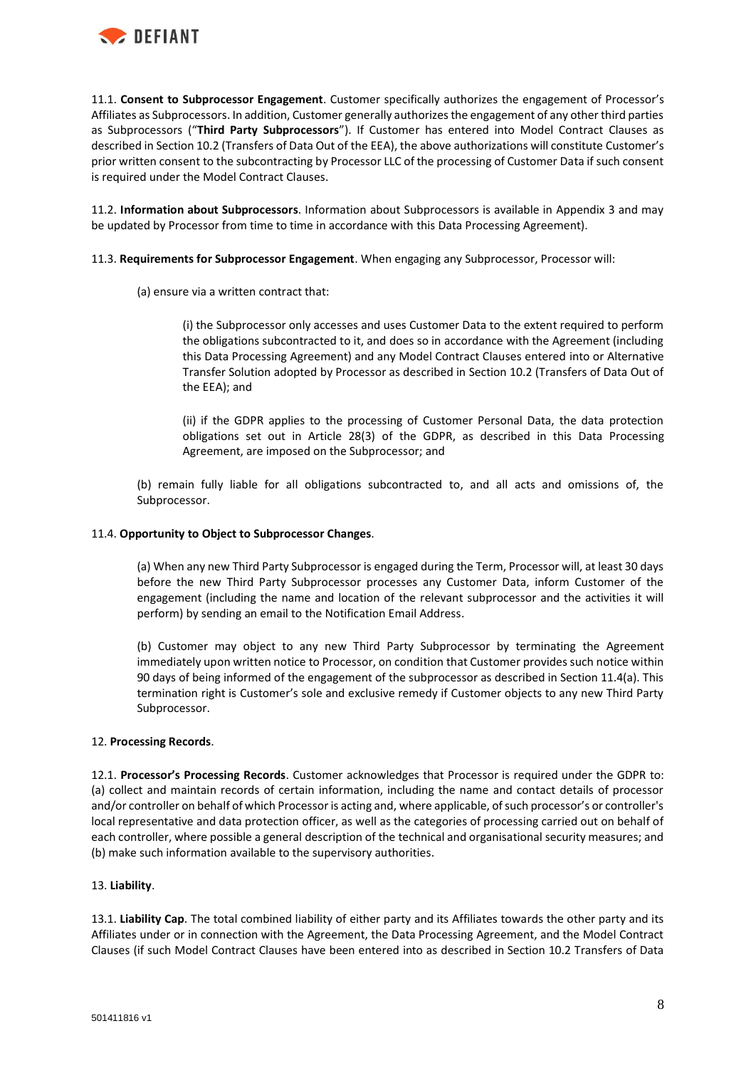11.1. **Consent to Subprocessor Engagement**. Customer specifically authorizes the engagement of Processor's Affiliates as Subprocessors. In addition, Customer generally authorizes the engagement of any other third parties as Subprocessors ("**Third Party Subprocessors**"). If Customer has entered into Model Contract Clauses as described in Section 10.2 (Transfers of Data Out of the EEA), the above authorizations will constitute Customer's prior written consent to the subcontracting by Processor LLC of the processing of Customer Data if such consent is required under the Model Contract Clauses.

11.2. **Information about Subprocessors**. Information about Subprocessors is available in Appendix 3 and may be updated by Processor from time to time in accordance with this Data Processing Agreement).

11.3. **Requirements for Subprocessor Engagement**. When engaging any Subprocessor, Processor will:

(a) ensure via a written contract that:

(i) the Subprocessor only accesses and uses Customer Data to the extent required to perform the obligations subcontracted to it, and does so in accordance with the Agreement (including this Data Processing Agreement) and any Model Contract Clauses entered into or Alternative Transfer Solution adopted by Processor as described in Section 10.2 (Transfers of Data Out of the EEA); and

(ii) if the GDPR applies to the processing of Customer Personal Data, the data protection obligations set out in Article 28(3) of the GDPR, as described in this Data Processing Agreement, are imposed on the Subprocessor; and

(b) remain fully liable for all obligations subcontracted to, and all acts and omissions of, the Subprocessor.

11.4. **Opportunity to Object to Subprocessor Changes**.

(a) When any new Third Party Subprocessor is engaged during the Term, Processor will, at least 30 days before the new Third Party Subprocessor processes any Customer Data, inform Customer of the engagement (including the name and location of the relevant subprocessor and the activities it will perform) by sending an email to the Notification Email Address.

(b) Customer may object to any new Third Party Subprocessor by terminating the Agreement immediately upon written notice to Processor, on condition that Customer provides such notice within 90 days of being informed of the engagement of the subprocessor as described in Section 11.4(a). This termination right is Customer's sole and exclusive remedy if Customer objects to any new Third Party Subprocessor.

12. **Processing Records**.

12.1. **Processor's Processing Records**. Customer acknowledges that Processor is required under the GDPR to: (a) collect and maintain records of certain information, including the name and contact details of processor and/or controller on behalf of which Processor is acting and, where applicable, of such processor's or controller's local representative and data protection officer, as well as the categories of processing carried out on behalf of each controller, where possible a general description of the technical and organisational security measures; and (b) make such information available to the supervisory authorities.

13. **Liability**.

13.1. **Liability Cap**. The total combined liability of either party and its Affiliates towards the other party and its Affiliates under or in connection with the Agreement, the Data Processing Agreement, and the Model Contract Clauses (if such Model Contract Clauses have been entered into as described in Section 10.2 Transfers of Data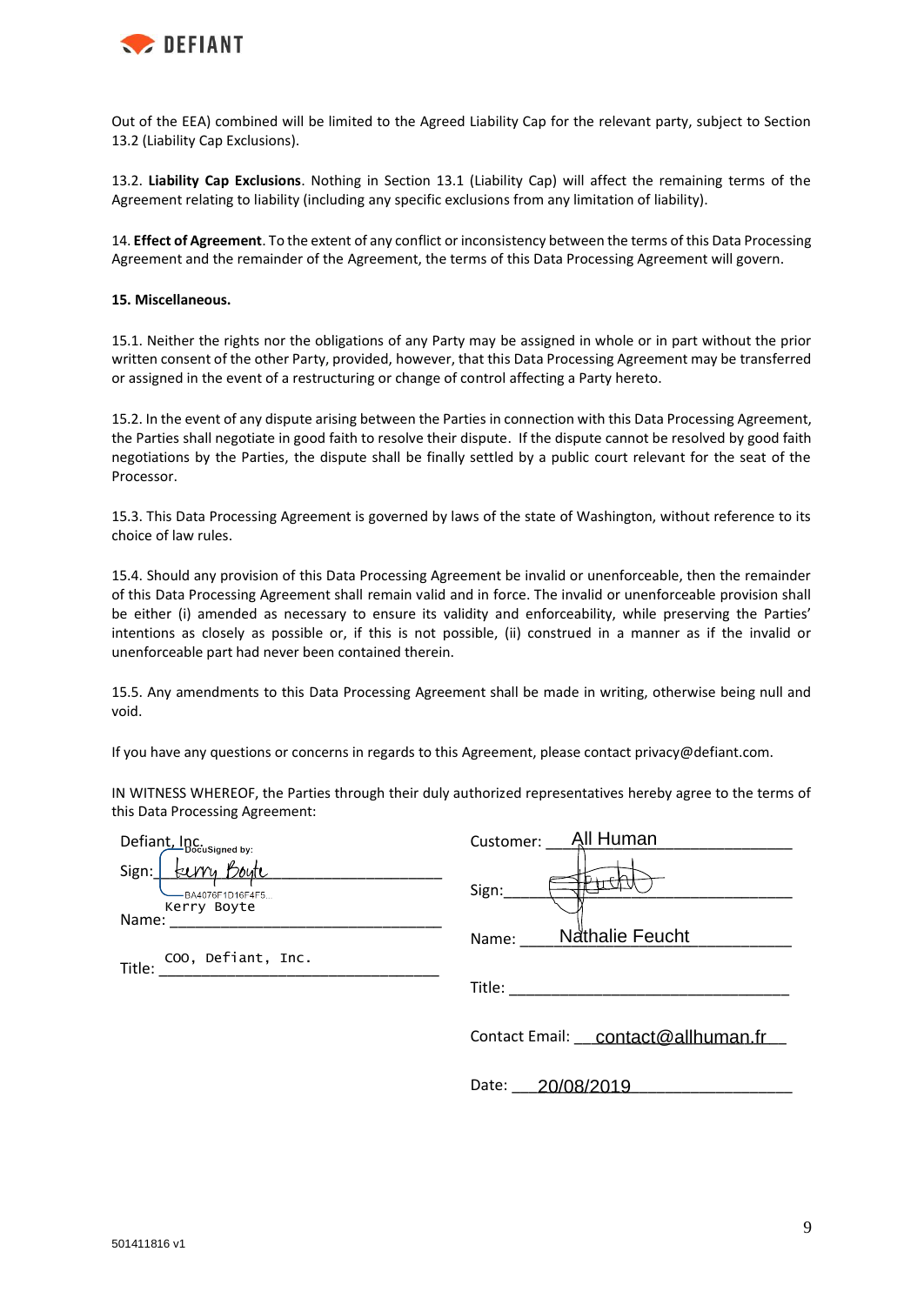Out of the EEA) combined will be limited to the Agreed Liability Cap for the relevant party, subject to Section 13.2 (Liability Cap Exclusions).

13.2. **Liability Cap Exclusions**. Nothing in Section 13.1 (Liability Cap) will affect the remaining terms of the Agreement relating to liability (including any specific exclusions from any limitation of liability).

14. **Effect of Agreement**. To the extent of any conflict or inconsistency between the terms of this Data Processing Agreement and the remainder of the Agreement, the terms of this Data Processing Agreement will govern.

**15. Miscellaneous.**

15.1. Neither the rights nor the obligations of any Party may be assigned in whole or in part without the prior written consent of the other Party, provided, however, that this Data Processing Agreement may be transferred or assigned in the event of a restructuring or change of control affecting a Party hereto.

15.2. In the event of any dispute arising between the Parties in connection with this Data Processing Agreement, the Parties shall negotiate in good faith to resolve their dispute. If the dispute cannot be resolved by good faith negotiations by the Parties, the dispute shall be finally settled by a public court relevant for the seat of the Processor.

15.3. This Data Processing Agreement is governed by laws of the state of Washington, without reference to its choice of law rules.

15.4. Should any provision of this Data Processing Agreement be invalid or unenforceable, then the remainder of this Data Processing Agreement shall remain valid and in force. The invalid or unenforceable provision shall be either (i) amended as necessary to ensure its validity and enforceability, while preserving the Parties' intentions as closely as possible or, if this is not possible, (ii) construed in a manner as if the invalid or unenforceable part had never been contained therein.

15.5. Any amendments to this Data Processing Agreement shall be made in writing, otherwise being null and void.

If you have any questions or concerns in regards to this Agreement, please contact privacy@defiant.com.

IN WITNESS WHEREOF, the Parties through their duly authorized representatives hereby agree to the terms of this Data Processing Agreement:

Defiant, Inc.

Sign: DocuSigned by: Kerry Boyte BA4076F1D16F4F5...

Name: Kerry Boyte

Title: COO, Defiant, Inc.

Customer: All Human

Sign: ______________________

Name: Nathalie Feucht

Title: ______________________

Contact Email: contact@allhuman.fr

Date: 20/08/2019

501411816 v1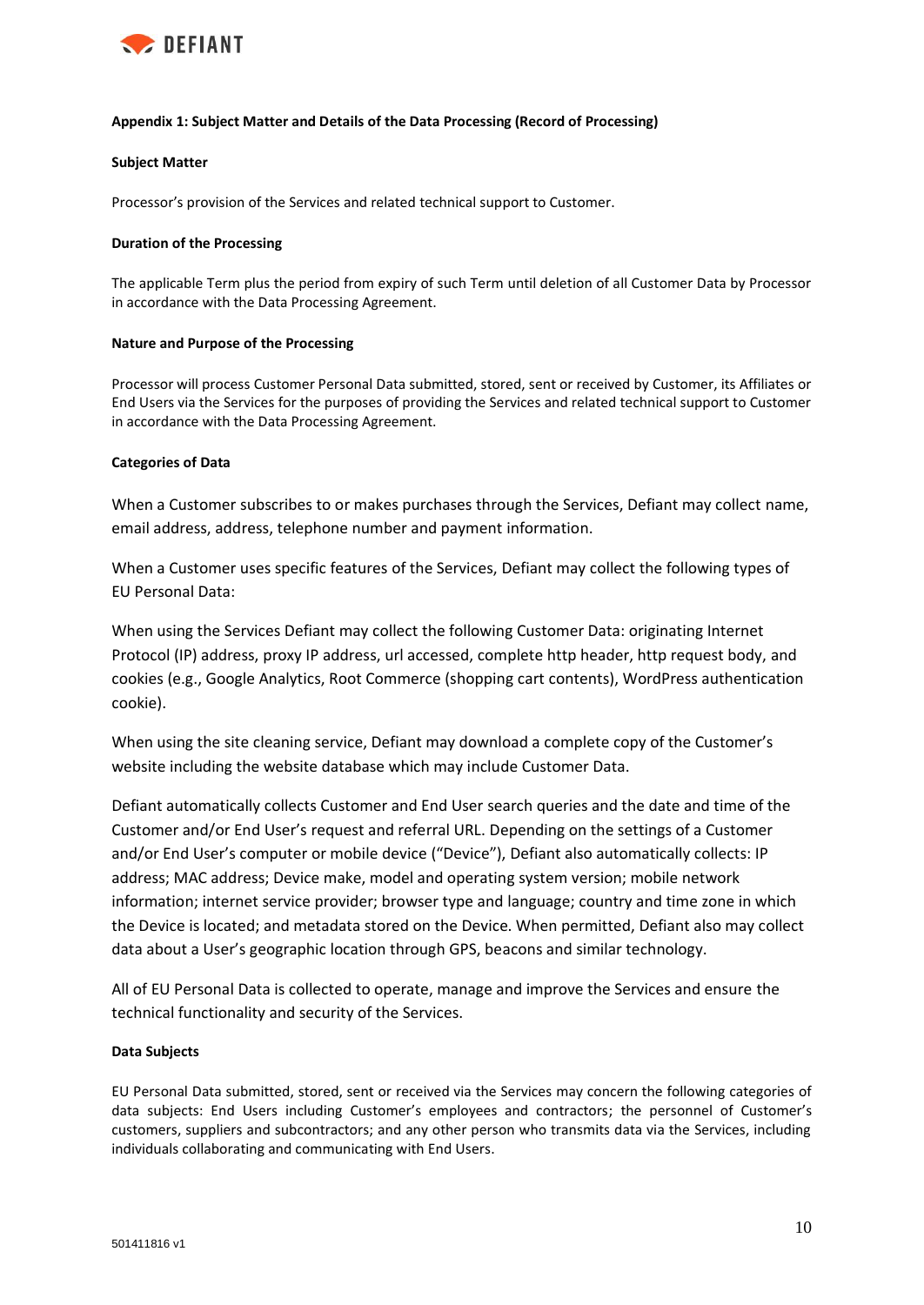**Appendix 1: Subject Matter and Details of the Data Processing (Record of Processing)**

**Subject Matter**

Processor's provision of the Services and related technical support to Customer.

**Duration of the Processing**

The applicable Term plus the period from expiry of such Term until deletion of all Customer Data by Processor in accordance with the Data Processing Agreement.

**Nature and Purpose of the Processing**

Processor will process Customer Personal Data submitted, stored, sent or received by Customer, its Affiliates or End Users via the Services for the purposes of providing the Services and related technical support to Customer in accordance with the Data Processing Agreement.

**Categories of Data**

When a Customer subscribes to or makes purchases through the Services, Defiant may collect name, email address, address, telephone number and payment information.

When a Customer uses specific features of the Services, Defiant may collect the following types of EU Personal Data:

When using the Services Defiant may collect the following Customer Data: originating Internet Protocol (IP) address, proxy IP address, url accessed, complete http header, http request body, and cookies (e.g., Google Analytics, Root Commerce (shopping cart contents), WordPress authentication cookie).

When using the site cleaning service, Defiant may download a complete copy of the Customer's website including the website database which may include Customer Data.

Defiant automatically collects Customer and End User search queries and the date and time of the Customer and/or End User's request and referral URL. Depending on the settings of a Customer and/or End User's computer or mobile device ("Device"), Defiant also automatically collects: IP address; MAC address; Device make, model and operating system version; mobile network information; internet service provider; browser type and language; country and time zone in which the Device is located; and metadata stored on the Device. When permitted, Defiant also may collect data about a User's geographic location through GPS, beacons and similar technology.

All of EU Personal Data is collected to operate, manage and improve the Services and ensure the technical functionality and security of the Services.

**Data Subjects**

EU Personal Data submitted, stored, sent or received via the Services may concern the following categories of data subjects: End Users including Customer's employees and contractors; the personnel of Customer's customers, suppliers and subcontractors; and any other person who transmits data via the Services, including individuals collaborating and communicating with End Users.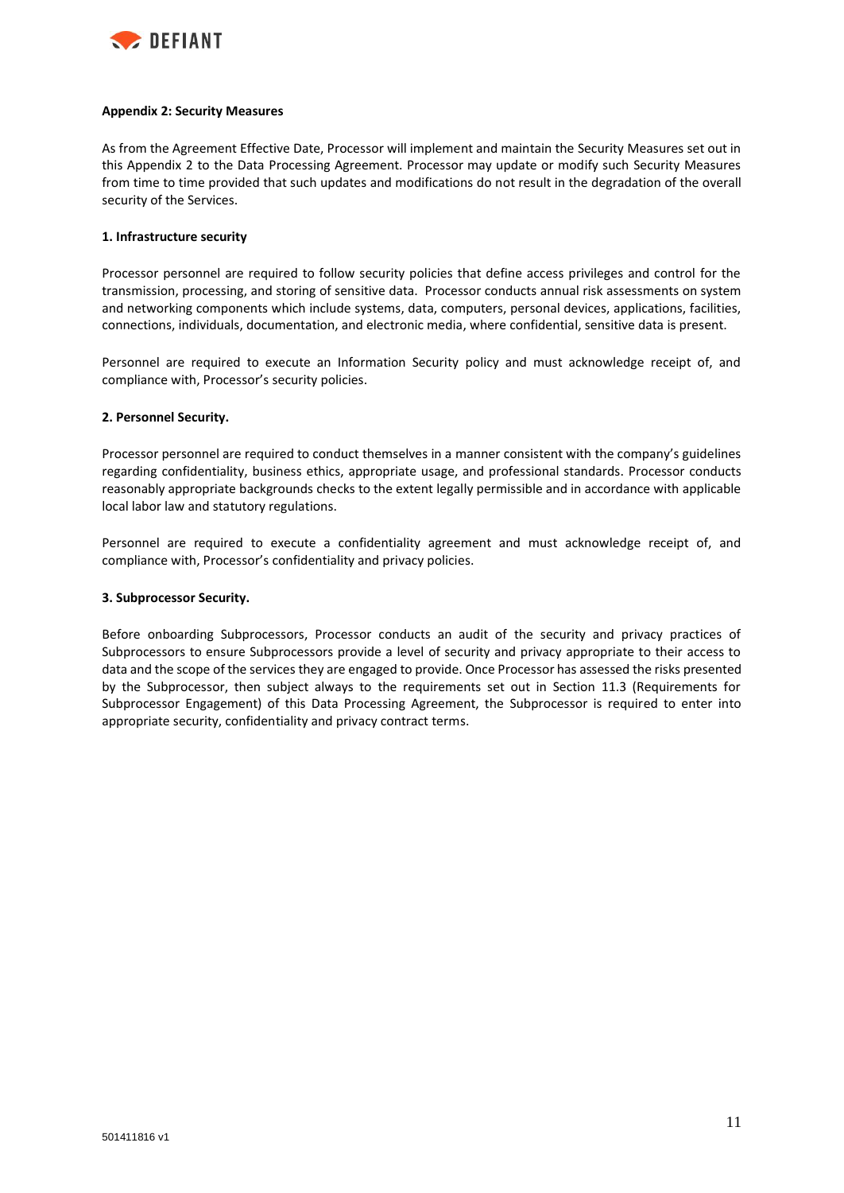**Appendix 2: Security Measures**

As from the Agreement Effective Date, Processor will implement and maintain the Security Measures set out in this Appendix 2 to the Data Processing Agreement. Processor may update or modify such Security Measures from time to time provided that such updates and modifications do not result in the degradation of the overall security of the Services.

**1. Infrastructure security**

Processor personnel are required to follow security policies that define access privileges and control for the transmission, processing, and storing of sensitive data. Processor conducts annual risk assessments on system and networking components which include systems, data, computers, personal devices, applications, facilities, connections, individuals, documentation, and electronic media, where confidential, sensitive data is present.

Personnel are required to execute an Information Security policy and must acknowledge receipt of, and compliance with, Processor's security policies.

**2. Personnel Security.**

Processor personnel are required to conduct themselves in a manner consistent with the company's guidelines regarding confidentiality, business ethics, appropriate usage, and professional standards. Processor conducts reasonably appropriate backgrounds checks to the extent legally permissible and in accordance with applicable local labor law and statutory regulations.

Personnel are required to execute a confidentiality agreement and must acknowledge receipt of, and compliance with, Processor's confidentiality and privacy policies.

**3. Subprocessor Security.**

Before onboarding Subprocessors, Processor conducts an audit of the security and privacy practices of Subprocessors to ensure Subprocessors provide a level of security and privacy appropriate to their access to data and the scope of the services they are engaged to provide. Once Processor has assessed the risks presented by the Subprocessor, then subject always to the requirements set out in Section 11.3 (Requirements for Subprocessor Engagement) of this Data Processing Agreement, the Subprocessor is required to enter into appropriate security, confidentiality and privacy contract terms.

501411816 v1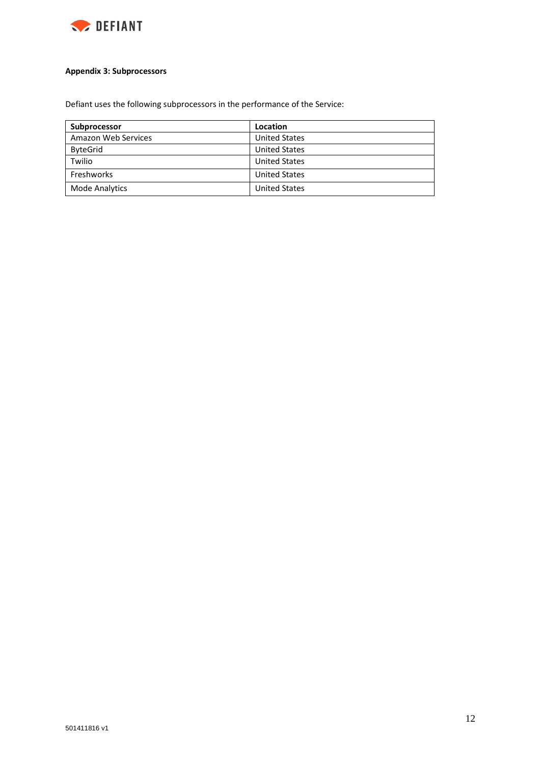**Appendix 3: Subprocessors**

Defiant uses the following subprocessors in the performance of the Service:

| Subprocessor | Location |
| --- | --- |
| Amazon Web Services | United States |
| ByteGrid | United States |
| Twilio | United States |
| Freshworks | United States |
| Mode Analytics | United States |

501411816 v1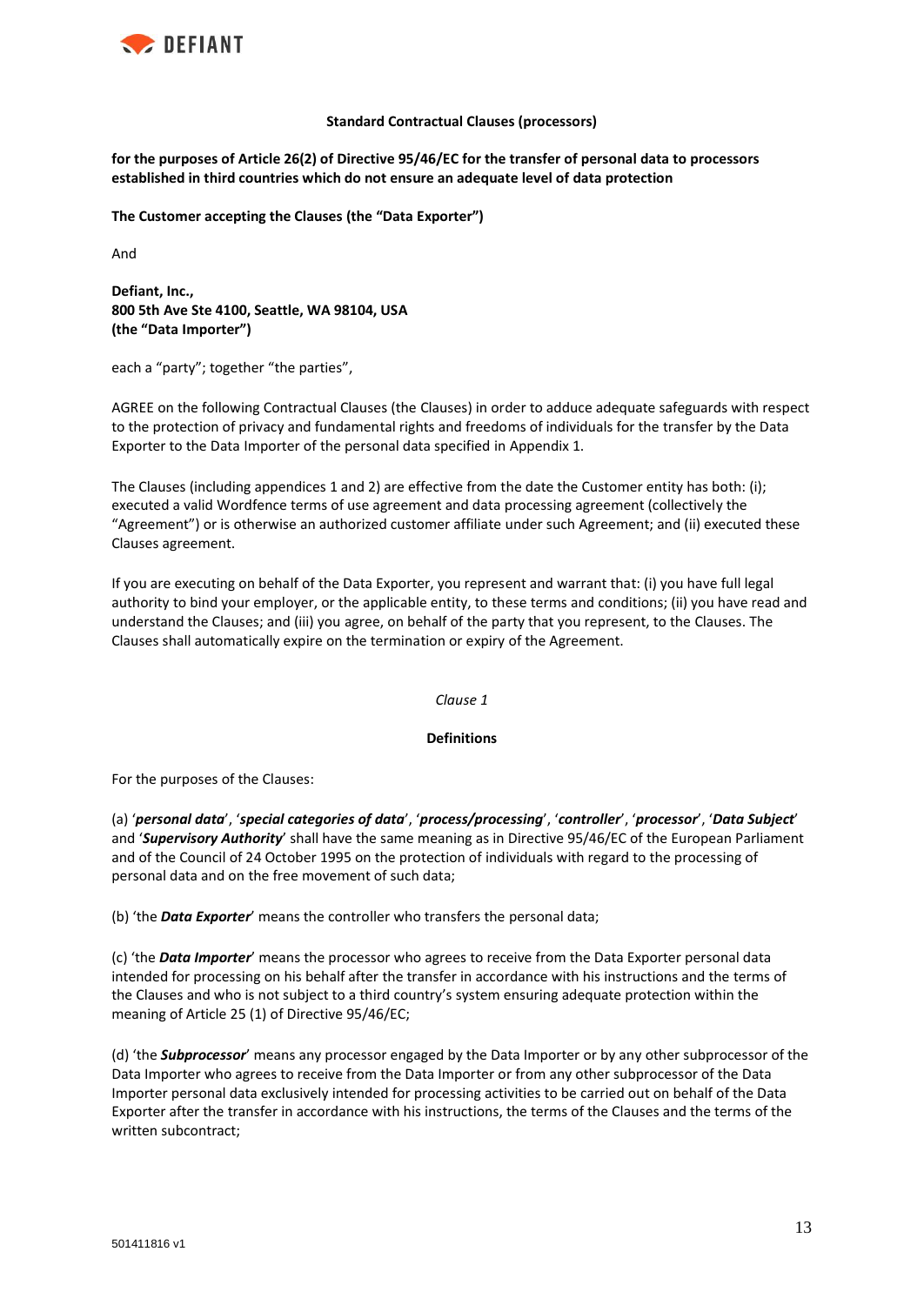**Standard Contractual Clauses (processors)**

**for the purposes of Article 26(2) of Directive 95/46/EC for the transfer of personal data to processors established in third countries which do not ensure an adequate level of data protection**

**The Customer accepting the Clauses (the "Data Exporter")**

And

**Defiant, Inc.,**
**800 5th Ave Ste 4100, Seattle, WA 98104, USA**
**(the "Data Importer")**

each a "party"; together "the parties",

AGREE on the following Contractual Clauses (the Clauses) in order to adduce adequate safeguards with respect to the protection of privacy and fundamental rights and freedoms of individuals for the transfer by the Data Exporter to the Data Importer of the personal data specified in Appendix 1.

The Clauses (including appendices 1 and 2) are effective from the date the Customer entity has both: (i); executed a valid Wordfence terms of use agreement and data processing agreement (collectively the "Agreement") or is otherwise an authorized customer affiliate under such Agreement; and (ii) executed these Clauses agreement.

If you are executing on behalf of the Data Exporter, you represent and warrant that: (i) you have full legal authority to bind your employer, or the applicable entity, to these terms and conditions; (ii) you have read and understand the Clauses; and (iii) you agree, on behalf of the party that you represent, to the Clauses. The Clauses shall automatically expire on the termination or expiry of the Agreement.

*Clause 1*

**Definitions**

For the purposes of the Clauses:

(a) '***personal data***', '***special categories of data***', '***process/processing***', '***controller***', '***processor***', '***Data Subject***' and '***Supervisory Authority***' shall have the same meaning as in Directive 95/46/EC of the European Parliament and of the Council of 24 October 1995 on the protection of individuals with regard to the processing of personal data and on the free movement of such data;

(b) 'the ***Data Exporter***' means the controller who transfers the personal data;

(c) 'the ***Data Importer***' means the processor who agrees to receive from the Data Exporter personal data intended for processing on his behalf after the transfer in accordance with his instructions and the terms of the Clauses and who is not subject to a third country's system ensuring adequate protection within the meaning of Article 25 (1) of Directive 95/46/EC;

(d) 'the ***Subprocessor***' means any processor engaged by the Data Importer or by any other subprocessor of the Data Importer who agrees to receive from the Data Importer or from any other subprocessor of the Data Importer personal data exclusively intended for processing activities to be carried out on behalf of the Data Exporter after the transfer in accordance with his instructions, the terms of the Clauses and the terms of the written subcontract;

501411816 v1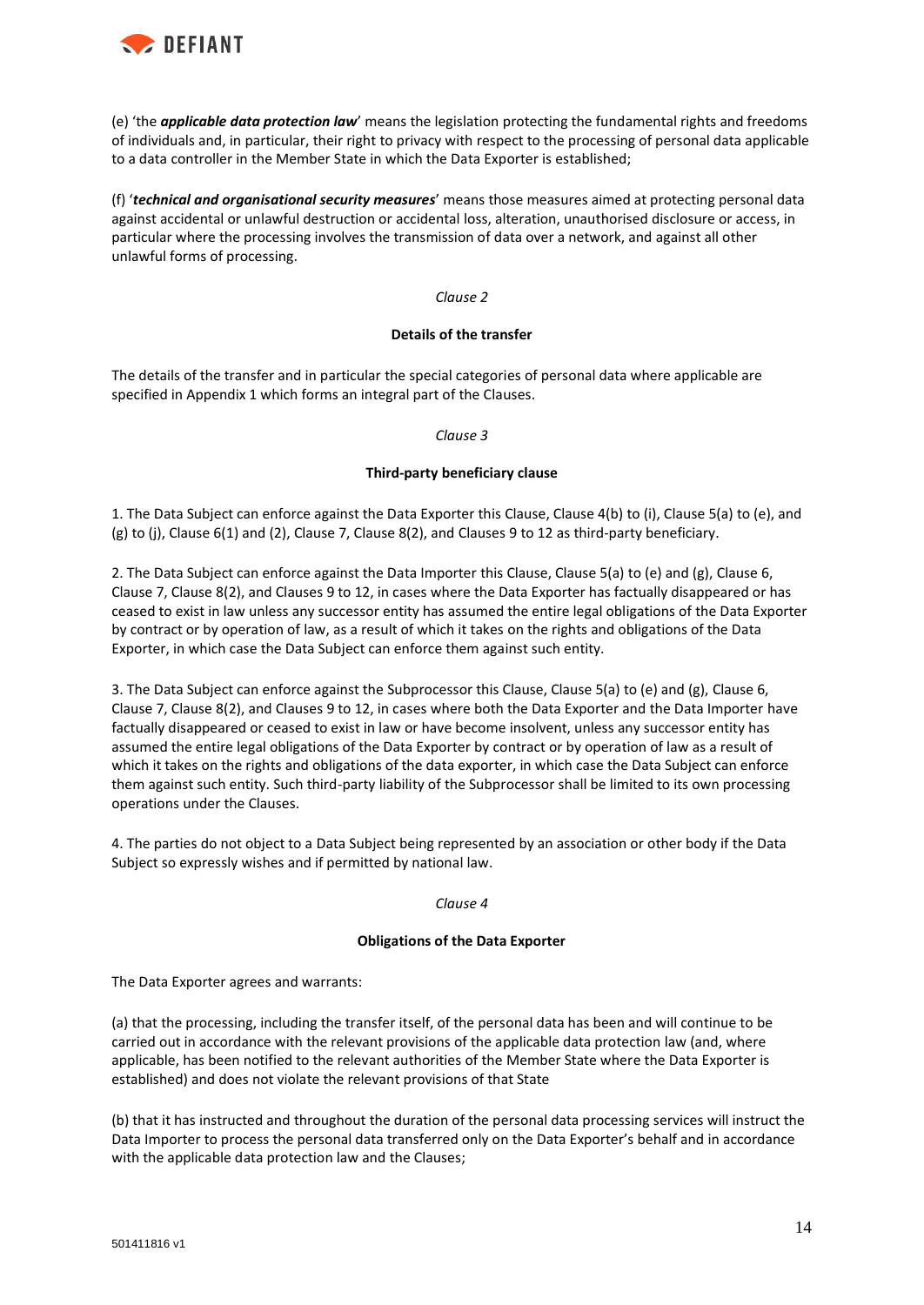(e) 'the ***applicable data protection law***' means the legislation protecting the fundamental rights and freedoms of individuals and, in particular, their right to privacy with respect to the processing of personal data applicable to a data controller in the Member State in which the Data Exporter is established;

(f) '***technical and organisational security measures***' means those measures aimed at protecting personal data against accidental or unlawful destruction or accidental loss, alteration, unauthorised disclosure or access, in particular where the processing involves the transmission of data over a network, and against all other unlawful forms of processing.

*Clause 2*

**Details of the transfer**

The details of the transfer and in particular the special categories of personal data where applicable are specified in Appendix 1 which forms an integral part of the Clauses.

*Clause 3*

**Third-party beneficiary clause**

1. The Data Subject can enforce against the Data Exporter this Clause, Clause 4(b) to (i), Clause 5(a) to (e), and (g) to (j), Clause 6(1) and (2), Clause 7, Clause 8(2), and Clauses 9 to 12 as third-party beneficiary.

2. The Data Subject can enforce against the Data Importer this Clause, Clause 5(a) to (e) and (g), Clause 6, Clause 7, Clause 8(2), and Clauses 9 to 12, in cases where the Data Exporter has factually disappeared or has ceased to exist in law unless any successor entity has assumed the entire legal obligations of the Data Exporter by contract or by operation of law, as a result of which it takes on the rights and obligations of the Data Exporter, in which case the Data Subject can enforce them against such entity.

3. The Data Subject can enforce against the Subprocessor this Clause, Clause 5(a) to (e) and (g), Clause 6, Clause 7, Clause 8(2), and Clauses 9 to 12, in cases where both the Data Exporter and the Data Importer have factually disappeared or ceased to exist in law or have become insolvent, unless any successor entity has assumed the entire legal obligations of the Data Exporter by contract or by operation of law as a result of which it takes on the rights and obligations of the data exporter, in which case the Data Subject can enforce them against such entity. Such third-party liability of the Subprocessor shall be limited to its own processing operations under the Clauses.

4. The parties do not object to a Data Subject being represented by an association or other body if the Data Subject so expressly wishes and if permitted by national law.

*Clause 4*

**Obligations of the Data Exporter**

The Data Exporter agrees and warrants:

(a) that the processing, including the transfer itself, of the personal data has been and will continue to be carried out in accordance with the relevant provisions of the applicable data protection law (and, where applicable, has been notified to the relevant authorities of the Member State where the Data Exporter is established) and does not violate the relevant provisions of that State

(b) that it has instructed and throughout the duration of the personal data processing services will instruct the Data Importer to process the personal data transferred only on the Data Exporter's behalf and in accordance with the applicable data protection law and the Clauses;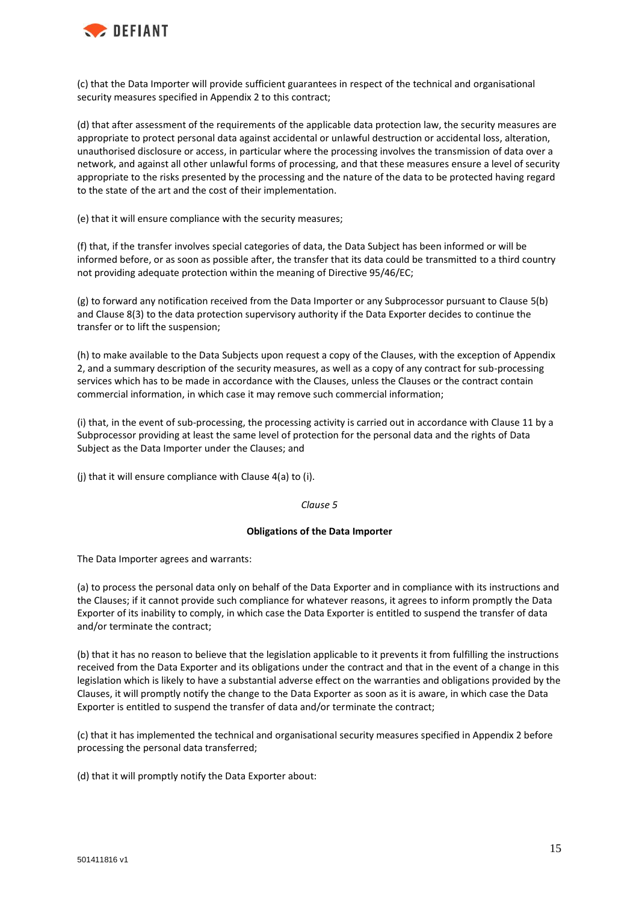(c) that the Data Importer will provide sufficient guarantees in respect of the technical and organisational security measures specified in Appendix 2 to this contract;

(d) that after assessment of the requirements of the applicable data protection law, the security measures are appropriate to protect personal data against accidental or unlawful destruction or accidental loss, alteration, unauthorised disclosure or access, in particular where the processing involves the transmission of data over a network, and against all other unlawful forms of processing, and that these measures ensure a level of security appropriate to the risks presented by the processing and the nature of the data to be protected having regard to the state of the art and the cost of their implementation.

(e) that it will ensure compliance with the security measures;

(f) that, if the transfer involves special categories of data, the Data Subject has been informed or will be informed before, or as soon as possible after, the transfer that its data could be transmitted to a third country not providing adequate protection within the meaning of Directive 95/46/EC;

(g) to forward any notification received from the Data Importer or any Subprocessor pursuant to Clause 5(b) and Clause 8(3) to the data protection supervisory authority if the Data Exporter decides to continue the transfer or to lift the suspension;

(h) to make available to the Data Subjects upon request a copy of the Clauses, with the exception of Appendix 2, and a summary description of the security measures, as well as a copy of any contract for sub-processing services which has to be made in accordance with the Clauses, unless the Clauses or the contract contain commercial information, in which case it may remove such commercial information;

(i) that, in the event of sub-processing, the processing activity is carried out in accordance with Clause 11 by a Subprocessor providing at least the same level of protection for the personal data and the rights of Data Subject as the Data Importer under the Clauses; and

(j) that it will ensure compliance with Clause 4(a) to (i).

*Clause 5*

**Obligations of the Data Importer**

The Data Importer agrees and warrants:

(a) to process the personal data only on behalf of the Data Exporter and in compliance with its instructions and the Clauses; if it cannot provide such compliance for whatever reasons, it agrees to inform promptly the Data Exporter of its inability to comply, in which case the Data Exporter is entitled to suspend the transfer of data and/or terminate the contract;

(b) that it has no reason to believe that the legislation applicable to it prevents it from fulfilling the instructions received from the Data Exporter and its obligations under the contract and that in the event of a change in this legislation which is likely to have a substantial adverse effect on the warranties and obligations provided by the Clauses, it will promptly notify the change to the Data Exporter as soon as it is aware, in which case the Data Exporter is entitled to suspend the transfer of data and/or terminate the contract;

(c) that it has implemented the technical and organisational security measures specified in Appendix 2 before processing the personal data transferred;

(d) that it will promptly notify the Data Exporter about: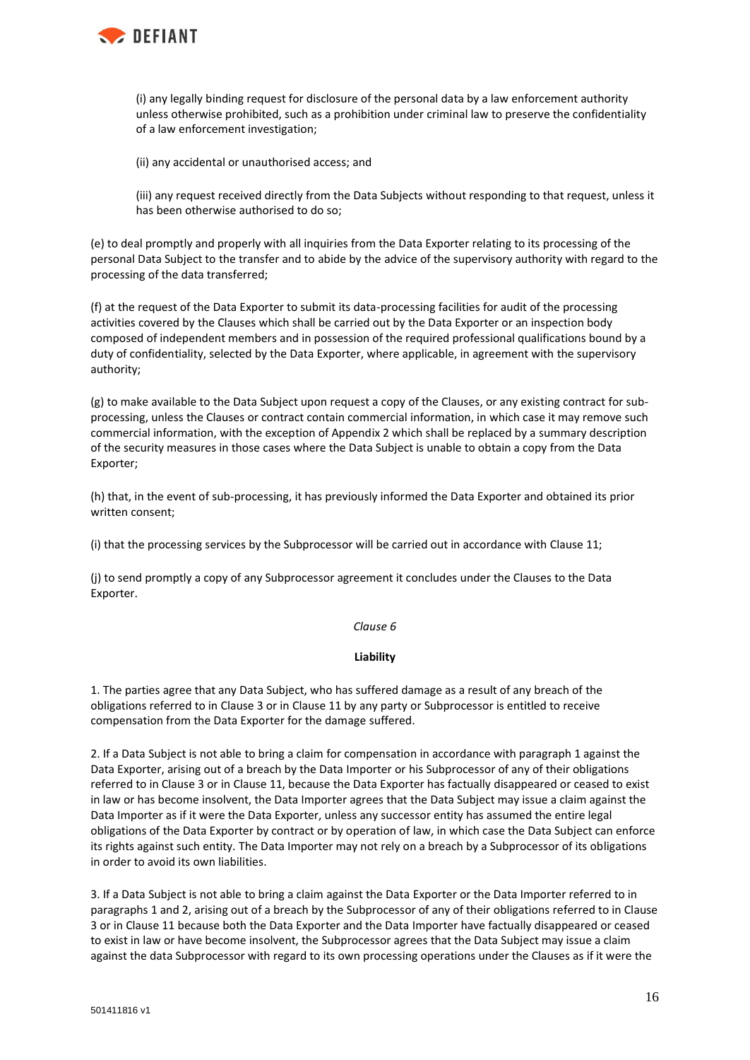(i) any legally binding request for disclosure of the personal data by a law enforcement authority unless otherwise prohibited, such as a prohibition under criminal law to preserve the confidentiality of a law enforcement investigation;

(ii) any accidental or unauthorised access; and

(iii) any request received directly from the Data Subjects without responding to that request, unless it has been otherwise authorised to do so;

(e) to deal promptly and properly with all inquiries from the Data Exporter relating to its processing of the personal Data Subject to the transfer and to abide by the advice of the supervisory authority with regard to the processing of the data transferred;

(f) at the request of the Data Exporter to submit its data-processing facilities for audit of the processing activities covered by the Clauses which shall be carried out by the Data Exporter or an inspection body composed of independent members and in possession of the required professional qualifications bound by a duty of confidentiality, selected by the Data Exporter, where applicable, in agreement with the supervisory authority;

(g) to make available to the Data Subject upon request a copy of the Clauses, or any existing contract for sub-processing, unless the Clauses or contract contain commercial information, in which case it may remove such commercial information, with the exception of Appendix 2 which shall be replaced by a summary description of the security measures in those cases where the Data Subject is unable to obtain a copy from the Data Exporter;

(h) that, in the event of sub-processing, it has previously informed the Data Exporter and obtained its prior written consent;

(i) that the processing services by the Subprocessor will be carried out in accordance with Clause 11;

(j) to send promptly a copy of any Subprocessor agreement it concludes under the Clauses to the Data Exporter.

*Clause 6*

**Liability**

1. The parties agree that any Data Subject, who has suffered damage as a result of any breach of the obligations referred to in Clause 3 or in Clause 11 by any party or Subprocessor is entitled to receive compensation from the Data Exporter for the damage suffered.

2. If a Data Subject is not able to bring a claim for compensation in accordance with paragraph 1 against the Data Exporter, arising out of a breach by the Data Importer or his Subprocessor of any of their obligations referred to in Clause 3 or in Clause 11, because the Data Exporter has factually disappeared or ceased to exist in law or has become insolvent, the Data Importer agrees that the Data Subject may issue a claim against the Data Importer as if it were the Data Exporter, unless any successor entity has assumed the entire legal obligations of the Data Exporter by contract or by operation of law, in which case the Data Subject can enforce its rights against such entity. The Data Importer may not rely on a breach by a Subprocessor of its obligations in order to avoid its own liabilities.

3. If a Data Subject is not able to bring a claim against the Data Exporter or the Data Importer referred to in paragraphs 1 and 2, arising out of a breach by the Subprocessor of any of their obligations referred to in Clause 3 or in Clause 11 because both the Data Exporter and the Data Importer have factually disappeared or ceased to exist in law or have become insolvent, the Subprocessor agrees that the Data Subject may issue a claim against the data Subprocessor with regard to its own processing operations under the Clauses as if it were the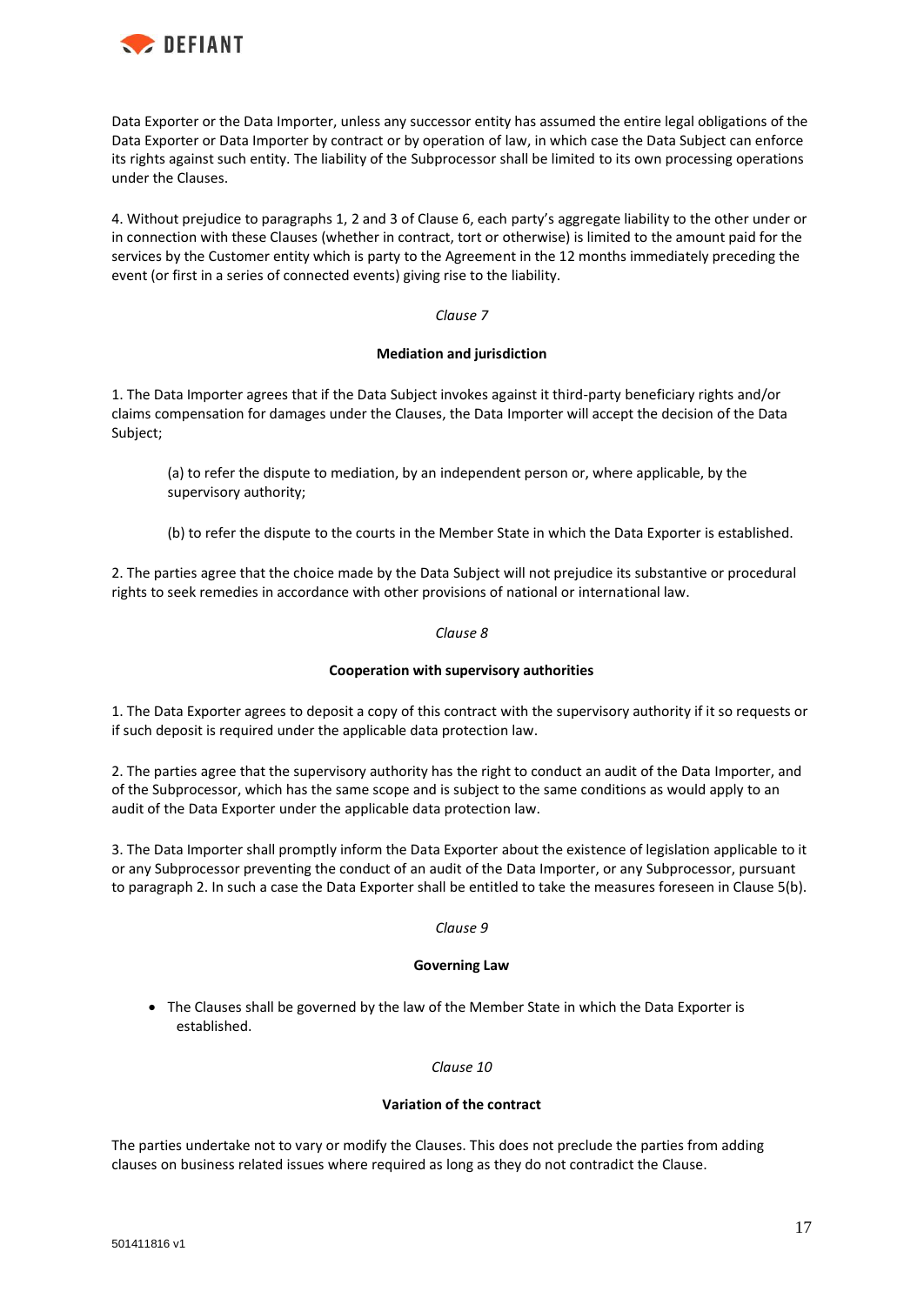Data Exporter or the Data Importer, unless any successor entity has assumed the entire legal obligations of the Data Exporter or Data Importer by contract or by operation of law, in which case the Data Subject can enforce its rights against such entity. The liability of the Subprocessor shall be limited to its own processing operations under the Clauses.

4. Without prejudice to paragraphs 1, 2 and 3 of Clause 6, each party's aggregate liability to the other under or in connection with these Clauses (whether in contract, tort or otherwise) is limited to the amount paid for the services by the Customer entity which is party to the Agreement in the 12 months immediately preceding the event (or first in a series of connected events) giving rise to the liability.

*Clause 7*

**Mediation and jurisdiction**

1. The Data Importer agrees that if the Data Subject invokes against it third-party beneficiary rights and/or claims compensation for damages under the Clauses, the Data Importer will accept the decision of the Data Subject;

(a) to refer the dispute to mediation, by an independent person or, where applicable, by the supervisory authority;

(b) to refer the dispute to the courts in the Member State in which the Data Exporter is established.

2. The parties agree that the choice made by the Data Subject will not prejudice its substantive or procedural rights to seek remedies in accordance with other provisions of national or international law.

*Clause 8*

**Cooperation with supervisory authorities**

1. The Data Exporter agrees to deposit a copy of this contract with the supervisory authority if it so requests or if such deposit is required under the applicable data protection law.

2. The parties agree that the supervisory authority has the right to conduct an audit of the Data Importer, and of the Subprocessor, which has the same scope and is subject to the same conditions as would apply to an audit of the Data Exporter under the applicable data protection law.

3. The Data Importer shall promptly inform the Data Exporter about the existence of legislation applicable to it or any Subprocessor preventing the conduct of an audit of the Data Importer, or any Subprocessor, pursuant to paragraph 2. In such a case the Data Exporter shall be entitled to take the measures foreseen in Clause 5(b).

*Clause 9*

**Governing Law**

- The Clauses shall be governed by the law of the Member State in which the Data Exporter is established.

*Clause 10*

**Variation of the contract**

The parties undertake not to vary or modify the Clauses. This does not preclude the parties from adding clauses on business related issues where required as long as they do not contradict the Clause.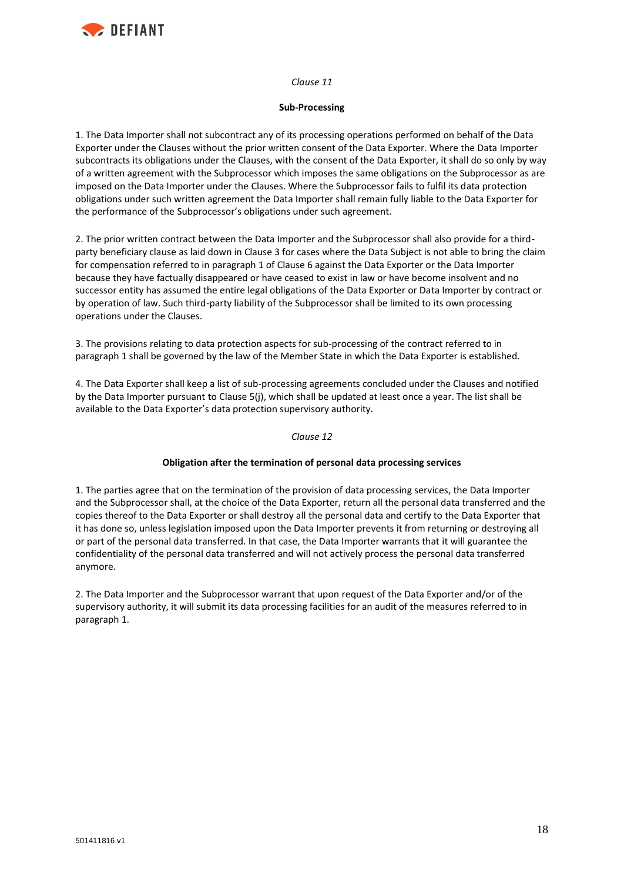*Clause 11*

**Sub-Processing**

1. The Data Importer shall not subcontract any of its processing operations performed on behalf of the Data Exporter under the Clauses without the prior written consent of the Data Exporter. Where the Data Importer subcontracts its obligations under the Clauses, with the consent of the Data Exporter, it shall do so only by way of a written agreement with the Subprocessor which imposes the same obligations on the Subprocessor as are imposed on the Data Importer under the Clauses. Where the Subprocessor fails to fulfil its data protection obligations under such written agreement the Data Importer shall remain fully liable to the Data Exporter for the performance of the Subprocessor's obligations under such agreement.

2. The prior written contract between the Data Importer and the Subprocessor shall also provide for a third-party beneficiary clause as laid down in Clause 3 for cases where the Data Subject is not able to bring the claim for compensation referred to in paragraph 1 of Clause 6 against the Data Exporter or the Data Importer because they have factually disappeared or have ceased to exist in law or have become insolvent and no successor entity has assumed the entire legal obligations of the Data Exporter or Data Importer by contract or by operation of law. Such third-party liability of the Subprocessor shall be limited to its own processing operations under the Clauses.

3. The provisions relating to data protection aspects for sub-processing of the contract referred to in paragraph 1 shall be governed by the law of the Member State in which the Data Exporter is established.

4. The Data Exporter shall keep a list of sub-processing agreements concluded under the Clauses and notified by the Data Importer pursuant to Clause 5(j), which shall be updated at least once a year. The list shall be available to the Data Exporter's data protection supervisory authority.

*Clause 12*

**Obligation after the termination of personal data processing services**

1. The parties agree that on the termination of the provision of data processing services, the Data Importer and the Subprocessor shall, at the choice of the Data Exporter, return all the personal data transferred and the copies thereof to the Data Exporter or shall destroy all the personal data and certify to the Data Exporter that it has done so, unless legislation imposed upon the Data Importer prevents it from returning or destroying all or part of the personal data transferred. In that case, the Data Importer warrants that it will guarantee the confidentiality of the personal data transferred and will not actively process the personal data transferred anymore.

2. The Data Importer and the Subprocessor warrant that upon request of the Data Exporter and/or of the supervisory authority, it will submit its data processing facilities for an audit of the measures referred to in paragraph 1.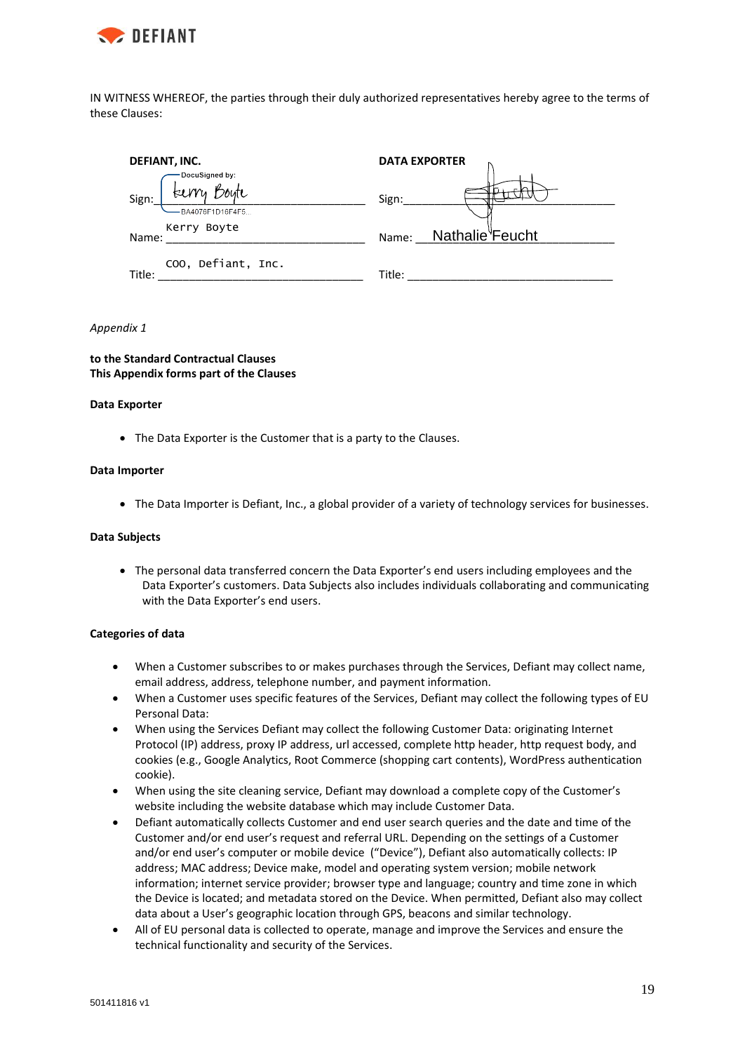IN WITNESS WHEREOF, the parties through their duly authorized representatives hereby agree to the terms of these Clauses:

| DEFIANT, INC. | DATA EXPORTER |
| --- | --- |
| Sign: Kerry Boyte (DocuSigned by: BA4076F1D16F4F5...) | Sign: |
| Name: Kerry Boyte | Name: Nathalie Feucht |
| Title: COO, Defiant, Inc. | Title: |

*Appendix 1*

**to the Standard Contractual Clauses**
**This Appendix forms part of the Clauses**

**Data Exporter**

- The Data Exporter is the Customer that is a party to the Clauses.

**Data Importer**

- The Data Importer is Defiant, Inc., a global provider of a variety of technology services for businesses.

**Data Subjects**

- The personal data transferred concern the Data Exporter's end users including employees and the Data Exporter's customers. Data Subjects also includes individuals collaborating and communicating with the Data Exporter's end users.

**Categories of data**

- When a Customer subscribes to or makes purchases through the Services, Defiant may collect name, email address, address, telephone number, and payment information.
- When a Customer uses specific features of the Services, Defiant may collect the following types of EU Personal Data:
- When using the Services Defiant may collect the following Customer Data: originating Internet Protocol (IP) address, proxy IP address, url accessed, complete http header, http request body, and cookies (e.g., Google Analytics, Root Commerce (shopping cart contents), WordPress authentication cookie).
- When using the site cleaning service, Defiant may download a complete copy of the Customer's website including the website database which may include Customer Data.
- Defiant automatically collects Customer and end user search queries and the date and time of the Customer and/or end user's request and referral URL. Depending on the settings of a Customer and/or end user's computer or mobile device ("Device"), Defiant also automatically collects: IP address; MAC address; Device make, model and operating system version; mobile network information; internet service provider; browser type and language; country and time zone in which the Device is located; and metadata stored on the Device. When permitted, Defiant also may collect data about a User's geographic location through GPS, beacons and similar technology.
- All of EU personal data is collected to operate, manage and improve the Services and ensure the technical functionality and security of the Services.

501411816 v1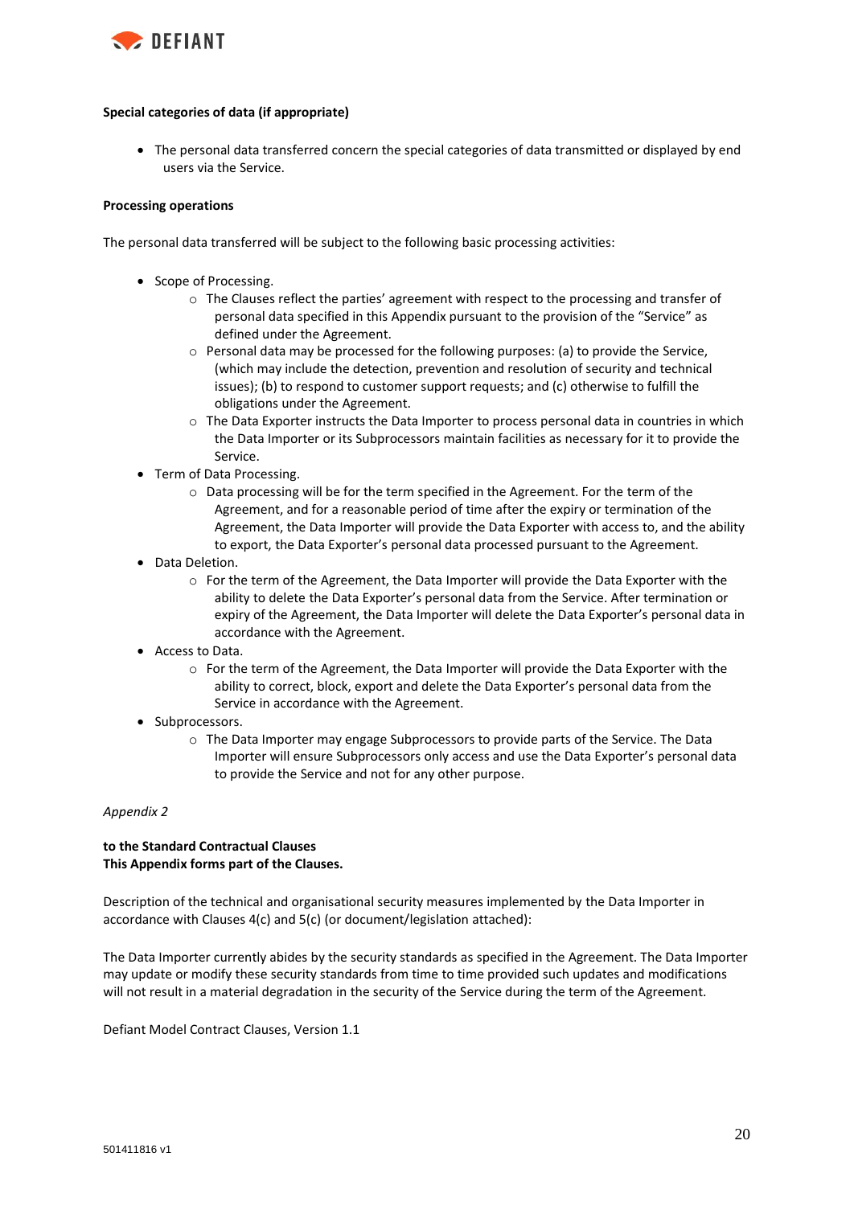**Special categories of data (if appropriate)**

- The personal data transferred concern the special categories of data transmitted or displayed by end users via the Service.

**Processing operations**

The personal data transferred will be subject to the following basic processing activities:

- Scope of Processing.
  - The Clauses reflect the parties' agreement with respect to the processing and transfer of personal data specified in this Appendix pursuant to the provision of the "Service" as defined under the Agreement.
  - Personal data may be processed for the following purposes: (a) to provide the Service, (which may include the detection, prevention and resolution of security and technical issues); (b) to respond to customer support requests; and (c) otherwise to fulfill the obligations under the Agreement.
  - The Data Exporter instructs the Data Importer to process personal data in countries in which the Data Importer or its Subprocessors maintain facilities as necessary for it to provide the Service.
- Term of Data Processing.
  - Data processing will be for the term specified in the Agreement. For the term of the Agreement, and for a reasonable period of time after the expiry or termination of the Agreement, the Data Importer will provide the Data Exporter with access to, and the ability to export, the Data Exporter's personal data processed pursuant to the Agreement.
- Data Deletion.
  - For the term of the Agreement, the Data Importer will provide the Data Exporter with the ability to delete the Data Exporter's personal data from the Service. After termination or expiry of the Agreement, the Data Importer will delete the Data Exporter's personal data in accordance with the Agreement.
- Access to Data.
  - For the term of the Agreement, the Data Importer will provide the Data Exporter with the ability to correct, block, export and delete the Data Exporter's personal data from the Service in accordance with the Agreement.
- Subprocessors.
  - The Data Importer may engage Subprocessors to provide parts of the Service. The Data Importer will ensure Subprocessors only access and use the Data Exporter's personal data to provide the Service and not for any other purpose.

*Appendix 2*

**to the Standard Contractual Clauses**
**This Appendix forms part of the Clauses.**

Description of the technical and organisational security measures implemented by the Data Importer in accordance with Clauses 4(c) and 5(c) (or document/legislation attached):

The Data Importer currently abides by the security standards as specified in the Agreement. The Data Importer may update or modify these security standards from time to time provided such updates and modifications will not result in a material degradation in the security of the Service during the term of the Agreement.

Defiant Model Contract Clauses, Version 1.1